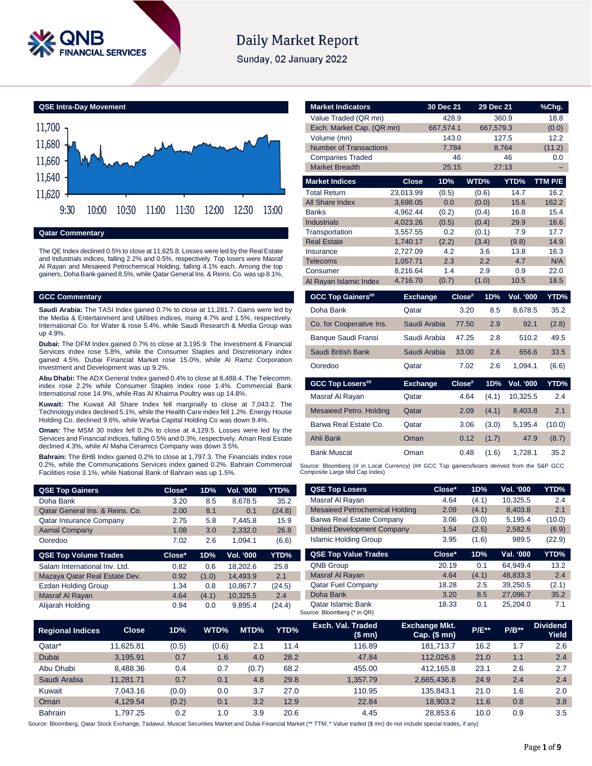# Daily Market Report

Sunday, 02 January 2022

## QSE Intra-Day Movement

## Qatar Commentary

The QE Index declined 0.5% to close at 11,625.8. Losses were led by the Real Estate and Industrials indices, falling 2.2% and 0.5%, respectively. Top losers were Masraf Al Rayan and Mesaieed Petrochemical Holding, falling 4.1% each. Among the top gainers, Doha Bank gained 8.5%, while Qatar General Ins. & Reins. Co. was up 8.1%.

## GCC Commentary

**Saudi Arabia:** The TASI Index gained 0.7% to close at 11,281.7. Gains were led by the Media & Entertainment and Utilities indices, rising 4.7% and 1.5%, respectively. International Co. for Water & rose 5.4%, while Saudi Research & Media Group was up 4.9%.

**Dubai:** The DFM Index gained 0.7% to close at 3,195.9. The Investment & Financial Services index rose 5.8%, while the Consumer Staples and Discretionary index gained 4.5%. Dubai Financial Market rose 15.0%, while Al Ramz Corporation Investment and Development was up 9.2%.

**Abu Dhabi:** The ADX General Index gained 0.4% to close at 8,488.4. The Telecomm. index rose 2.2% while Consumer Staples index rose 1.4%. Commercial Bank International rose 14.9%, while Ras Al Khaima Poultry was up 14.8%.

**Kuwait:** The Kuwait All Share Index fell marginally to close at 7,043.2. The Technology index declined 5.1%, while the Health Care index fell 1.2%. Energy House Holding Co. declined 9.6%, while Warba Capital Holding Co was down 9.4%.

**Oman:** The MSM 30 Index fell 0.2% to close at 4,129.5. Losses were led by the Services and Financial indices, falling 0.5% and 0.3%, respectively. Aman Real Estate declined 4.3%, while Al Maha Ceramics Company was down 3.5%.

**Bahrain:** The BHB Index gained 0.2% to close at 1,797.3. The Financials index rose 0.2%, while the Communications Services index gained 0.2%. Bahrain Commercial Facilities rose 3.1%, while National Bank of Bahrain was up 1.5%.

| Market Indicators | 30 Dec 21 | 29 Dec 21 | %Chg. |
|---|---|---|---|
| Value Traded (QR mn) | 428.9 | 360.9 | 18.8 |
| Exch. Market Cap. (QR mn) | 667,574.1 | 667,579.3 | (0.0) |
| Volume (mn) | 143.0 | 127.5 | 12.2 |
| Number of Transactions | 7,784 | 8,764 | (11.2) |
| Companies Traded | 46 | 46 | 0.0 |
| Market Breadth | 25:15 | 27:13 | – |

| Market Indices | Close | 1D% | WTD% | YTD% | TTM P/E |
|---|---|---|---|---|---|
| Total Return | 23,013.99 | (0.5) | (0.6) | 14.7 | 16.2 |
| All Share Index | 3,698.05 | 0.0 | (0.0) | 15.6 | 162.2 |
| Banks | 4,962.44 | (0.2) | (0.4) | 16.8 | 15.4 |
| Industrials | 4,023.26 | (0.5) | (0.4) | 29.9 | 16.6 |
| Transportation | 3,557.55 | 0.2 | (0.1) | 7.9 | 17.7 |
| Real Estate | 1,740.17 | (2.2) | (3.4) | (9.8) | 14.9 |
| Insurance | 2,727.09 | 4.2 | 3.6 | 13.8 | 16.3 |
| Telecoms | 1,057.71 | 2.3 | 2.2 | 4.7 | N/A |
| Consumer | 8,216.64 | 1.4 | 2.9 | 0.9 | 22.0 |
| Al Rayan Islamic Index | 4,716.70 | (0.7) | (1.0) | 10.5 | 18.5 |

| GCC Top Gainers## | Exchange | Close# | 1D% | Vol. '000 | YTD% |
|---|---|---|---|---|---|
| Doha Bank | Qatar | 3.20 | 8.5 | 8,678.5 | 35.2 |
| Co. for Cooperative Ins. | Saudi Arabia | 77.50 | 2.9 | 92.1 | (2.8) |
| Banque Saudi Fransi | Saudi Arabia | 47.25 | 2.8 | 510.2 | 49.5 |
| Saudi British Bank | Saudi Arabia | 33.00 | 2.6 | 656.6 | 33.5 |
| Ooredoo | Qatar | 7.02 | 2.6 | 1,094.1 | (6.6) |

| GCC Top Losers## | Exchange | Close# | 1D% | Vol. '000 | YTD% |
|---|---|---|---|---|---|
| Masraf Al Rayan | Qatar | 4.64 | (4.1) | 10,325.5 | 2.4 |
| Mesaieed Petro. Holding | Qatar | 2.09 | (4.1) | 8,403.8 | 2.1 |
| Barwa Real Estate Co. | Qatar | 3.06 | (3.0) | 5,195.4 | (10.0) |
| Ahli Bank | Oman | 0.12 | (1.7) | 47.9 | (8.7) |
| Bank Muscat | Oman | 0.48 | (1.6) | 1,728.1 | 35.2 |

Source: Bloomberg (# in Local Currency) (## GCC Top gainers/losers derived from the S&P GCC Composite Large Mid Cap Index)

| QSE Top Gainers | Close* | 1D% | Vol. '000 | YTD% |
|---|---|---|---|---|
| Doha Bank | 3.20 | 8.5 | 8,678.5 | 35.2 |
| Qatar General Ins. & Reins. Co. | 2.00 | 8.1 | 0.1 | (24.8) |
| Qatar Insurance Company | 2.75 | 5.8 | 7,445.8 | 15.9 |
| Aamal Company | 1.08 | 3.0 | 2,332.0 | 26.8 |
| Ooredoo | 7.02 | 2.6 | 1,094.1 | (6.6) |

| QSE Top Volume Trades | Close* | 1D% | Vol. '000 | YTD% |
|---|---|---|---|---|
| Salam International Inv. Ltd. | 0.82 | 0.6 | 18,202.6 | 25.8 |
| Mazaya Qatar Real Estate Dev. | 0.92 | (1.0) | 14,493.9 | 2.1 |
| Ezdan Holding Group | 1.34 | 0.8 | 10,867.7 | (24.5) |
| Masraf Al Rayan | 4.64 | (4.1) | 10,325.5 | 2.4 |
| Alijarah Holding | 0.94 | 0.0 | 9,895.4 | (24.4) |

| QSE Top Losers | Close* | 1D% | Vol. '000 | YTD% |
|---|---|---|---|---|
| Masraf Al Rayan | 4.64 | (4.1) | 10,325.5 | 2.4 |
| Mesaieed Petrochemical Holding | 2.09 | (4.1) | 8,403.8 | 2.1 |
| Barwa Real Estate Company | 3.06 | (3.0) | 5,195.4 | (10.0) |
| United Development Company | 1.54 | (2.5) | 2,582.5 | (6.9) |
| Islamic Holding Group | 3.95 | (1.6) | 989.5 | (22.9) |

| QSE Top Value Trades | Close* | 1D% | Val. '000 | YTD% |
|---|---|---|---|---|
| QNB Group | 20.19 | 0.1 | 64,949.4 | 13.2 |
| Masraf Al Rayan | 4.64 | (4.1) | 48,833.3 | 2.4 |
| Qatar Fuel Company | 18.28 | 2.5 | 39,250.5 | (2.1) |
| Doha Bank | 3.20 | 8.5 | 27,096.7 | 35.2 |
| Qatar Islamic Bank | 18.33 | 0.1 | 25,204.0 | 7.1 |

Source: Bloomberg (* in QR)

| Regional Indices | Close | 1D% | WTD% | MTD% | YTD% | Exch. Val. Traded ($ mn) | Exchange Mkt. Cap. ($ mn) | P/E** | P/B** | Dividend Yield |
|---|---|---|---|---|---|---|---|---|---|---|
| Qatar* | 11,625.81 | (0.5) | (0.6) | 2.1 | 11.4 | 116.89 | 181,713.7 | 16.2 | 1.7 | 2.6 |
| Dubai | 3,195.91 | 0.7 | 1.6 | 4.0 | 28.2 | 47.84 | 112,026.8 | 21.0 | 1.1 | 2.4 |
| Abu Dhabi | 8,488.36 | 0.4 | 0.7 | (0.7) | 68.2 | 455.00 | 412,165.8 | 23.1 | 2.6 | 2.7 |
| Saudi Arabia | 11,281.71 | 0.7 | 0.1 | 4.8 | 29.8 | 1,357.79 | 2,665,436.8 | 24.9 | 2.4 | 2.4 |
| Kuwait | 7,043.16 | (0.0) | 0.0 | 3.7 | 27.0 | 110.95 | 135,843.1 | 21.0 | 1.6 | 2.0 |
| Oman | 4,129.54 | (0.2) | 0.1 | 3.2 | 12.9 | 22.84 | 18,903.2 | 11.6 | 0.8 | 3.8 |
| Bahrain | 1,797.25 | 0.2 | 1.0 | 3.9 | 20.6 | 4.45 | 28,853.6 | 10.0 | 0.9 | 3.5 |

Source: Bloomberg, Qatar Stock Exchange, Tadawul, Muscat Securities Market and Dubai Financial Market (** TTM; * Value traded ($ mn) do not include special trades, if any)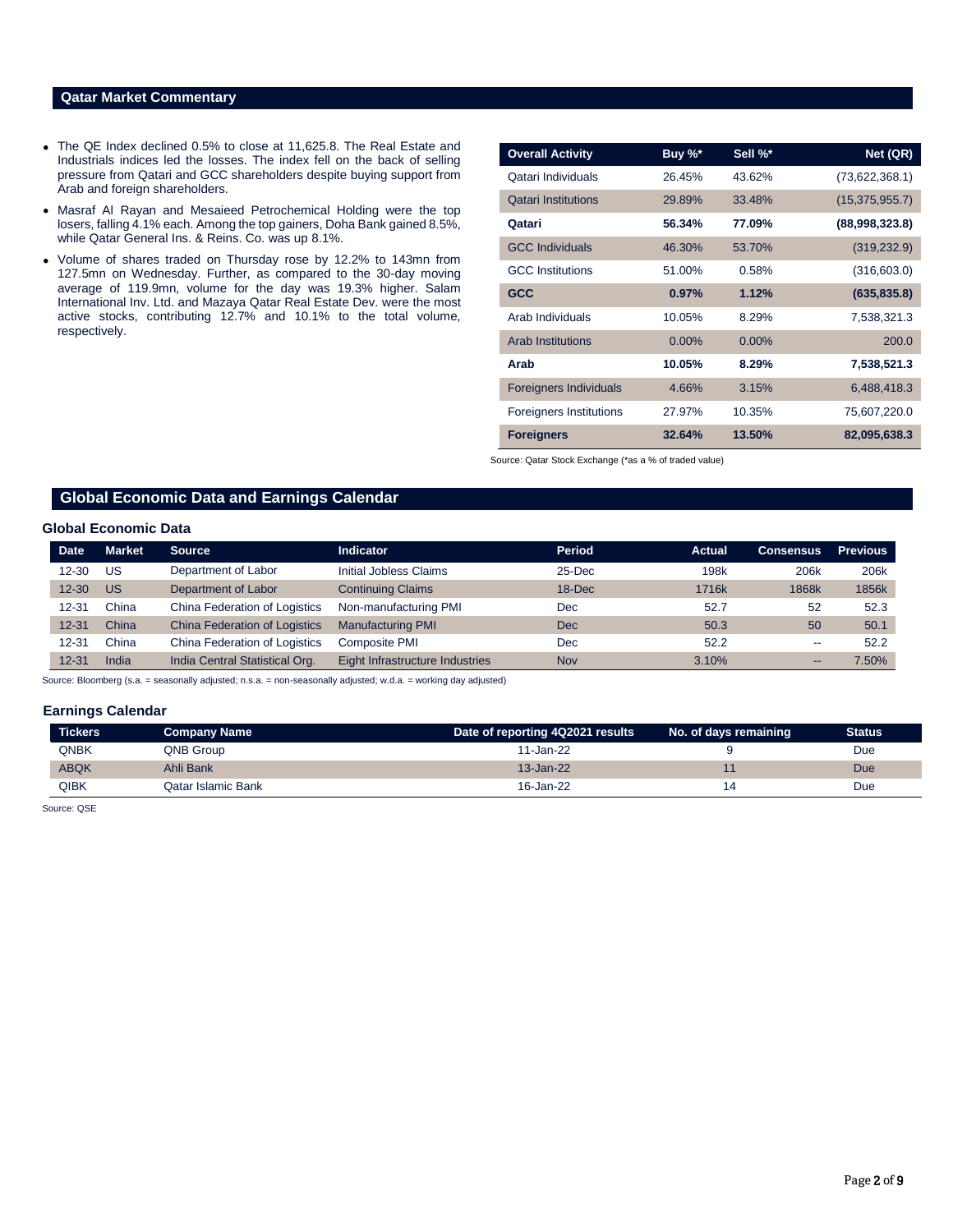## Qatar Market Commentary

- The QE Index declined 0.5% to close at 11,625.8. The Real Estate and Industrials indices led the losses. The index fell on the back of selling pressure from Qatari and GCC shareholders despite buying support from Arab and foreign shareholders.
- Masraf Al Rayan and Mesaieed Petrochemical Holding were the top losers, falling 4.1% each. Among the top gainers, Doha Bank gained 8.5%, while Qatar General Ins. & Reins. Co. was up 8.1%.
- Volume of shares traded on Thursday rose by 12.2% to 143mn from 127.5mn on Wednesday. Further, as compared to the 30-day moving average of 119.9mn, volume for the day was 19.3% higher. Salam International Inv. Ltd. and Mazaya Qatar Real Estate Dev. were the most active stocks, contributing 12.7% and 10.1% to the total volume, respectively.

| Overall Activity | Buy %* | Sell %* | Net (QR) |
|---|---|---|---|
| Qatari Individuals | 26.45% | 43.62% | (73,622,368.1) |
| Qatari Institutions | 29.89% | 33.48% | (15,375,955.7) |
| **Qatari** | **56.34%** | **77.09%** | **(88,998,323.8)** |
| GCC Individuals | 46.30% | 53.70% | (319,232.9) |
| GCC Institutions | 51.00% | 0.58% | (316,603.0) |
| **GCC** | **0.97%** | **1.12%** | **(635,835.8)** |
| Arab Individuals | 10.05% | 8.29% | 7,538,321.3 |
| Arab Institutions | 0.00% | 0.00% | 200.0 |
| **Arab** | **10.05%** | **8.29%** | **7,538,521.3** |
| Foreigners Individuals | 4.66% | 3.15% | 6,488,418.3 |
| Foreigners Institutions | 27.97% | 10.35% | 75,607,220.0 |
| **Foreigners** | **32.64%** | **13.50%** | **82,095,638.3** |

Source: Qatar Stock Exchange (*as a % of traded value)

## Global Economic Data and Earnings Calendar

### Global Economic Data

| Date | Market | Source | Indicator | Period | Actual | Consensus | Previous |
|---|---|---|---|---|---|---|---|
| 12-30 | US | Department of Labor | Initial Jobless Claims | 25-Dec | 198k | 206k | 206k |
| 12-30 | US | Department of Labor | Continuing Claims | 18-Dec | 1716k | 1868k | 1856k |
| 12-31 | China | China Federation of Logistics | Non-manufacturing PMI | Dec | 52.7 | 52 | 52.3 |
| 12-31 | China | China Federation of Logistics | Manufacturing PMI | Dec | 50.3 | 50 | 50.1 |
| 12-31 | China | China Federation of Logistics | Composite PMI | Dec | 52.2 | -- | 52.2 |
| 12-31 | India | India Central Statistical Org. | Eight Infrastructure Industries | Nov | 3.10% | -- | 7.50% |

Source: Bloomberg (s.a. = seasonally adjusted; n.s.a. = non-seasonally adjusted; w.d.a. = working day adjusted)

### Earnings Calendar

| Tickers | Company Name | Date of reporting 4Q2021 results | No. of days remaining | Status |
|---|---|---|---|---|
| QNBK | QNB Group | 11-Jan-22 | 9 | Due |
| ABQK | Ahli Bank | 13-Jan-22 | 11 | Due |
| QIBK | Qatar Islamic Bank | 16-Jan-22 | 14 | Due |

Source: QSE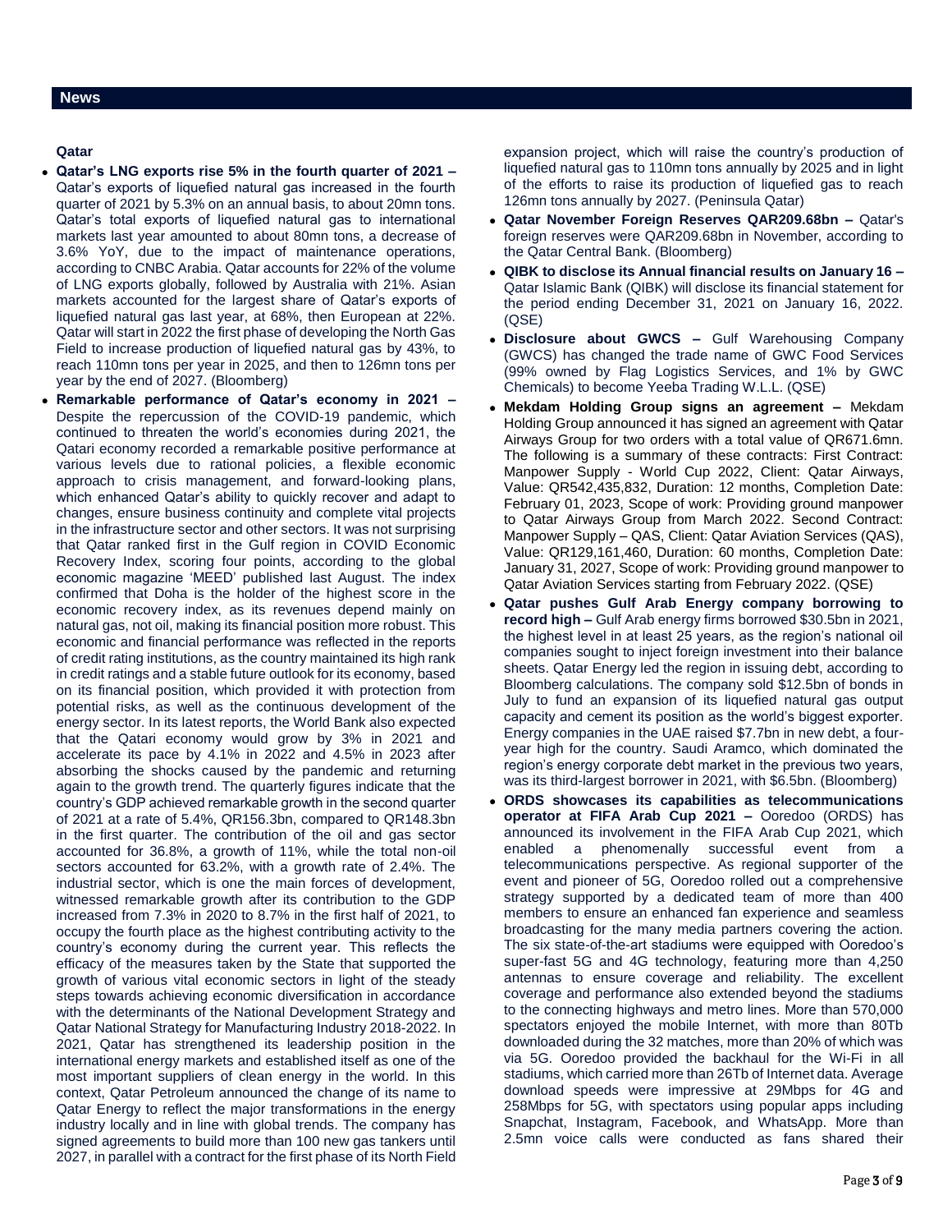## News

### Qatar

- **Qatar's LNG exports rise 5% in the fourth quarter of 2021 –** Qatar's exports of liquefied natural gas increased in the fourth quarter of 2021 by 5.3% on an annual basis, to about 20mn tons. Qatar's total exports of liquefied natural gas to international markets last year amounted to about 80mn tons, a decrease of 3.6% YoY, due to the impact of maintenance operations, according to CNBC Arabia. Qatar accounts for 22% of the volume of LNG exports globally, followed by Australia with 21%. Asian markets accounted for the largest share of Qatar's exports of liquefied natural gas last year, at 68%, then European at 22%. Qatar will start in 2022 the first phase of developing the North Gas Field to increase production of liquefied natural gas by 43%, to reach 110mn tons per year in 2025, and then to 126mn tons per year by the end of 2027. (Bloomberg)
- **Remarkable performance of Qatar's economy in 2021 –** Despite the repercussion of the COVID-19 pandemic, which continued to threaten the world's economies during 2021, the Qatari economy recorded a remarkable positive performance at various levels due to rational policies, a flexible economic approach to crisis management, and forward-looking plans, which enhanced Qatar's ability to quickly recover and adapt to changes, ensure business continuity and complete vital projects in the infrastructure sector and other sectors. It was not surprising that Qatar ranked first in the Gulf region in COVID Economic Recovery Index, scoring four points, according to the global economic magazine 'MEED' published last August. The index confirmed that Doha is the holder of the highest score in the economic recovery index, as its revenues depend mainly on natural gas, not oil, making its financial position more robust. This economic and financial performance was reflected in the reports of credit rating institutions, as the country maintained its high rank in credit ratings and a stable future outlook for its economy, based on its financial position, which provided it with protection from potential risks, as well as the continuous development of the energy sector. In its latest reports, the World Bank also expected that the Qatari economy would grow by 3% in 2021 and accelerate its pace by 4.1% in 2022 and 4.5% in 2023 after absorbing the shocks caused by the pandemic and returning again to the growth trend. The quarterly figures indicate that the country's GDP achieved remarkable growth in the second quarter of 2021 at a rate of 5.4%, QR156.3bn, compared to QR148.3bn in the first quarter. The contribution of the oil and gas sector accounted for 36.8%, a growth of 11%, while the total non-oil sectors accounted for 63.2%, with a growth rate of 2.4%. The industrial sector, which is one the main forces of development, witnessed remarkable growth after its contribution to the GDP increased from 7.3% in 2020 to 8.7% in the first half of 2021, to occupy the fourth place as the highest contributing activity to the country's economy during the current year. This reflects the efficacy of the measures taken by the State that supported the growth of various vital economic sectors in light of the steady steps towards achieving economic diversification in accordance with the determinants of the National Development Strategy and Qatar National Strategy for Manufacturing Industry 2018-2022. In 2021, Qatar has strengthened its leadership position in the international energy markets and established itself as one of the most important suppliers of clean energy in the world. In this context, Qatar Petroleum announced the change of its name to Qatar Energy to reflect the major transformations in the energy industry locally and in line with global trends. The company has signed agreements to build more than 100 new gas tankers until 2027, in parallel with a contract for the first phase of its North Field expansion project, which will raise the country's production of liquefied natural gas to 110mn tons annually by 2025 and in light of the efforts to raise its production of liquefied gas to reach 126mn tons annually by 2027. (Peninsula Qatar)
- **Qatar November Foreign Reserves QAR209.68bn –** Qatar's foreign reserves were QAR209.68bn in November, according to the Qatar Central Bank. (Bloomberg)
- **QIBK to disclose its Annual financial results on January 16 –** Qatar Islamic Bank (QIBK) will disclose its financial statement for the period ending December 31, 2021 on January 16, 2022. (QSE)
- **Disclosure about GWCS –** Gulf Warehousing Company (GWCS) has changed the trade name of GWC Food Services (99% owned by Flag Logistics Services, and 1% by GWC Chemicals) to become Yeeba Trading W.L.L. (QSE)
- **Mekdam Holding Group signs an agreement –** Mekdam Holding Group announced it has signed an agreement with Qatar Airways Group for two orders with a total value of QR671.6mn. The following is a summary of these contracts: First Contract: Manpower Supply - World Cup 2022, Client: Qatar Airways, Value: QR542,435,832, Duration: 12 months, Completion Date: February 01, 2023, Scope of work: Providing ground manpower to Qatar Airways Group from March 2022. Second Contract: Manpower Supply – QAS, Client: Qatar Aviation Services (QAS), Value: QR129,161,460, Duration: 60 months, Completion Date: January 31, 2027, Scope of work: Providing ground manpower to Qatar Aviation Services starting from February 2022. (QSE)
- **Qatar pushes Gulf Arab Energy company borrowing to record high –** Gulf Arab energy firms borrowed $30.5bn in 2021, the highest level in at least 25 years, as the region's national oil companies sought to inject foreign investment into their balance sheets. Qatar Energy led the region in issuing debt, according to Bloomberg calculations. The company sold $12.5bn of bonds in July to fund an expansion of its liquefied natural gas output capacity and cement its position as the world's biggest exporter. Energy companies in the UAE raised $7.7bn in new debt, a four-year high for the country. Saudi Aramco, which dominated the region's energy corporate debt market in the previous two years, was its third-largest borrower in 2021, with $6.5bn. (Bloomberg)
- **ORDS showcases its capabilities as telecommunications operator at FIFA Arab Cup 2021 –** Ooredoo (ORDS) has announced its involvement in the FIFA Arab Cup 2021, which enabled a phenomenally successful event from a telecommunications perspective. As regional supporter of the event and pioneer of 5G, Ooredoo rolled out a comprehensive strategy supported by a dedicated team of more than 400 members to ensure an enhanced fan experience and seamless broadcasting for the many media partners covering the action. The six state-of-the-art stadiums were equipped with Ooredoo's super-fast 5G and 4G technology, featuring more than 4,250 antennas to ensure coverage and reliability. The excellent coverage and performance also extended beyond the stadiums to the connecting highways and metro lines. More than 570,000 spectators enjoyed the mobile Internet, with more than 80Tb downloaded during the 32 matches, more than 20% of which was via 5G. Ooredoo provided the backhaul for the Wi-Fi in all stadiums, which carried more than 26Tb of Internet data. Average download speeds were impressive at 29Mbps for 4G and 258Mbps for 5G, with spectators using popular apps including Snapchat, Instagram, Facebook, and WhatsApp. More than 2.5mn voice calls were conducted as fans shared their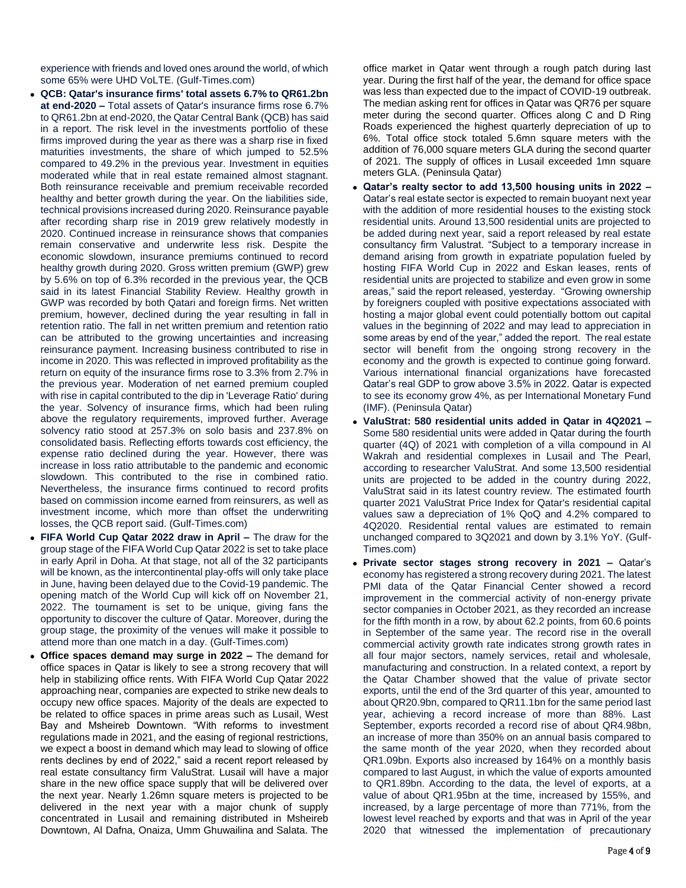experience with friends and loved ones around the world, of which some 65% were UHD VoLTE. (Gulf-Times.com)

- **QCB: Qatar's insurance firms' total assets 6.7% to QR61.2bn at end-2020 –** Total assets of Qatar's insurance firms rose 6.7% to QR61.2bn at end-2020, the Qatar Central Bank (QCB) has said in a report. The risk level in the investments portfolio of these firms improved during the year as there was a sharp rise in fixed maturities investments, the share of which jumped to 52.5% compared to 49.2% in the previous year. Investment in equities moderated while that in real estate remained almost stagnant. Both reinsurance receivable and premium receivable recorded healthy and better growth during the year. On the liabilities side, technical provisions increased during 2020. Reinsurance payable after recording sharp rise in 2019 grew relatively modestly in 2020. Continued increase in reinsurance shows that companies remain conservative and underwrite less risk. Despite the economic slowdown, insurance premiums continued to record healthy growth during 2020. Gross written premium (GWP) grew by 5.6% on top of 6.3% recorded in the previous year, the QCB said in its latest Financial Stability Review. Healthy growth in GWP was recorded by both Qatari and foreign firms. Net written premium, however, declined during the year resulting in fall in retention ratio. The fall in net written premium and retention ratio can be attributed to the growing uncertainties and increasing reinsurance payment. Increasing business contributed to rise in income in 2020. This was reflected in improved profitability as the return on equity of the insurance firms rose to 3.3% from 2.7% in the previous year. Moderation of net earned premium coupled with rise in capital contributed to the dip in 'Leverage Ratio' during the year. Solvency of insurance firms, which had been ruling above the regulatory requirements, improved further. Average solvency ratio stood at 257.3% on solo basis and 237.8% on consolidated basis. Reflecting efforts towards cost efficiency, the expense ratio declined during the year. However, there was increase in loss ratio attributable to the pandemic and economic slowdown. This contributed to the rise in combined ratio. Nevertheless, the insurance firms continued to record profits based on commission income earned from reinsurers, as well as investment income, which more than offset the underwriting losses, the QCB report said. (Gulf-Times.com)
- **FIFA World Cup Qatar 2022 draw in April –** The draw for the group stage of the FIFA World Cup Qatar 2022 is set to take place in early April in Doha. At that stage, not all of the 32 participants will be known, as the intercontinental play-offs will only take place in June, having been delayed due to the Covid-19 pandemic. The opening match of the World Cup will kick off on November 21, 2022. The tournament is set to be unique, giving fans the opportunity to discover the culture of Qatar. Moreover, during the group stage, the proximity of the venues will make it possible to attend more than one match in a day. (Gulf-Times.com)
- **Office spaces demand may surge in 2022 –** The demand for office spaces in Qatar is likely to see a strong recovery that will help in stabilizing office rents. With FIFA World Cup Qatar 2022 approaching near, companies are expected to strike new deals to occupy new office spaces. Majority of the deals are expected to be related to office spaces in prime areas such as Lusail, West Bay and Msheireb Downtown. "With reforms to investment regulations made in 2021, and the easing of regional restrictions, we expect a boost in demand which may lead to slowing of office rents declines by end of 2022," said a recent report released by real estate consultancy firm ValuStrat. Lusail will have a major share in the new office space supply that will be delivered over the next year. Nearly 1.26mn square meters is projected to be delivered in the next year with a major chunk of supply concentrated in Lusail and remaining distributed in Msheireb Downtown, Al Dafna, Onaiza, Umm Ghuwailina and Salata. The office market in Qatar went through a rough patch during last year. During the first half of the year, the demand for office space was less than expected due to the impact of COVID-19 outbreak. The median asking rent for offices in Qatar was QR76 per square meter during the second quarter. Offices along C and D Ring Roads experienced the highest quarterly depreciation of up to 6%. Total office stock totaled 5.6mn square meters with the addition of 76,000 square meters GLA during the second quarter of 2021. The supply of offices in Lusail exceeded 1mn square meters GLA. (Peninsula Qatar)
- **Qatar's realty sector to add 13,500 housing units in 2022 –** Qatar's real estate sector is expected to remain buoyant next year with the addition of more residential houses to the existing stock residential units. Around 13,500 residential units are projected to be added during next year, said a report released by real estate consultancy firm Valustrat. "Subject to a temporary increase in demand arising from growth in expatriate population fueled by hosting FIFA World Cup in 2022 and Eskan leases, rents of residential units are projected to stabilize and even grow in some areas," said the report released, yesterday. "Growing ownership by foreigners coupled with positive expectations associated with hosting a major global event could potentially bottom out capital values in the beginning of 2022 and may lead to appreciation in some areas by end of the year," added the report. The real estate sector will benefit from the ongoing strong recovery in the economy and the growth is expected to continue going forward. Various international financial organizations have forecasted Qatar's real GDP to grow above 3.5% in 2022. Qatar is expected to see its economy grow 4%, as per International Monetary Fund (IMF). (Peninsula Qatar)
- **ValuStrat: 580 residential units added in Qatar in 4Q2021 –** Some 580 residential units were added in Qatar during the fourth quarter (4Q) of 2021 with completion of a villa compound in Al Wakrah and residential complexes in Lusail and The Pearl, according to researcher ValuStrat. And some 13,500 residential units are projected to be added in the country during 2022, ValuStrat said in its latest country review. The estimated fourth quarter 2021 ValuStrat Price Index for Qatar's residential capital values saw a depreciation of 1% QoQ and 4.2% compared to 4Q2020. Residential rental values are estimated to remain unchanged compared to 3Q2021 and down by 3.1% YoY. (Gulf-Times.com)
- **Private sector stages strong recovery in 2021 –** Qatar's economy has registered a strong recovery during 2021. The latest PMI data of the Qatar Financial Center showed a record improvement in the commercial activity of non-energy private sector companies in October 2021, as they recorded an increase for the fifth month in a row, by about 62.2 points, from 60.6 points in September of the same year. The record rise in the overall commercial activity growth rate indicates strong growth rates in all four major sectors, namely services, retail and wholesale, manufacturing and construction. In a related context, a report by the Qatar Chamber showed that the value of private sector exports, until the end of the 3rd quarter of this year, amounted to about QR20.9bn, compared to QR11.1bn for the same period last year, achieving a record increase of more than 88%. Last September, exports recorded a record rise of about QR4.98bn, an increase of more than 350% on an annual basis compared to the same month of the year 2020, when they recorded about QR1.09bn. Exports also increased by 164% on a monthly basis compared to last August, in which the value of exports amounted to QR1.89bn. According to the data, the level of exports, at a value of about QR1.95bn at the time, increased by 155%, and increased, by a large percentage of more than 771%, from the lowest level reached by exports and that was in April of the year 2020 that witnessed the implementation of precautionary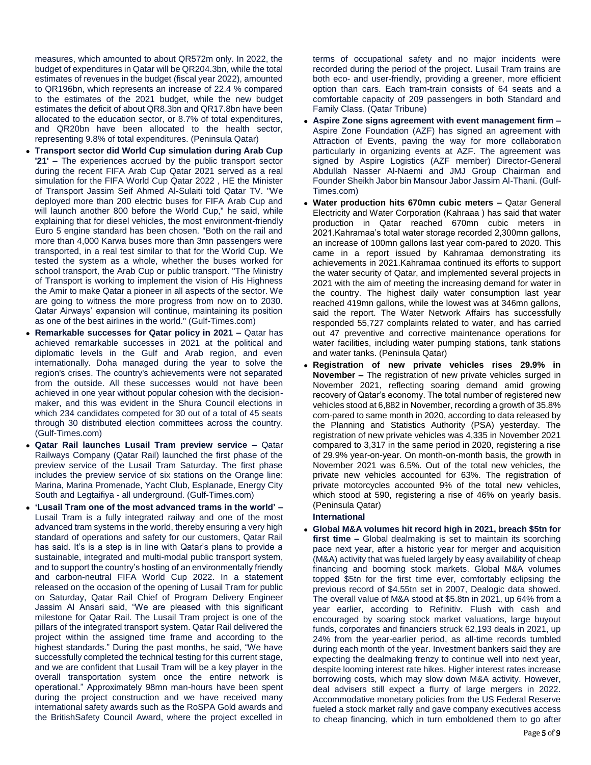measures, which amounted to about QR572m only. In 2022, the budget of expenditures in Qatar will be QR204.3bn, while the total estimates of revenues in the budget (fiscal year 2022), amounted to QR196bn, which represents an increase of 22.4 % compared to the estimates of the 2021 budget, while the new budget estimates the deficit of about QR8.3bn and QR17.8bn have been allocated to the education sector, or 8.7% of total expenditures, and QR20bn have been allocated to the health sector, representing 9.8% of total expenditures. (Peninsula Qatar)

- **Transport sector did World Cup simulation during Arab Cup '21' –** The experiences accrued by the public transport sector during the recent FIFA Arab Cup Qatar 2021 served as a real simulation for the FIFA World Cup Qatar 2022 , HE the Minister of Transport Jassim Seif Ahmed Al-Sulaiti told Qatar TV. "We deployed more than 200 electric buses for FIFA Arab Cup and will launch another 800 before the World Cup," he said, while explaining that for diesel vehicles, the most environment-friendly Euro 5 engine standard has been chosen. "Both on the rail and more than 4,000 Karwa buses more than 3mn passengers were transported, in a real test similar to that for the World Cup. We tested the system as a whole, whether the buses worked for school transport, the Arab Cup or public transport. "The Ministry of Transport is working to implement the vision of His Highness the Amir to make Qatar a pioneer in all aspects of the sector. We are going to witness the more progress from now on to 2030. Qatar Airways' expansion will continue, maintaining its position as one of the best airlines in the world." (Gulf-Times.com)
- **Remarkable successes for Qatar policy in 2021 –** Qatar has achieved remarkable successes in 2021 at the political and diplomatic levels in the Gulf and Arab region, and even internationally. Doha managed during the year to solve the region's crises. The country's achievements were not separated from the outside. All these successes would not have been achieved in one year without popular cohesion with the decision-maker, and this was evident in the Shura Council elections in which 234 candidates competed for 30 out of a total of 45 seats through 30 distributed election committees across the country. (Gulf-Times.com)
- **Qatar Rail launches Lusail Tram preview service –** Qatar Railways Company (Qatar Rail) launched the first phase of the preview service of the Lusail Tram Saturday. The first phase includes the preview service of six stations on the Orange line: Marina, Marina Promenade, Yacht Club, Esplanade, Energy City South and Legtaifiya - all underground. (Gulf-Times.com)
- **'Lusail Tram one of the most advanced trams in the world' –** Lusail Tram is a fully integrated railway and one of the most advanced tram systems in the world, thereby ensuring a very high standard of operations and safety for our customers, Qatar Rail has said. It's is a step is in line with Qatar's plans to provide a sustainable, integrated and multi-modal public transport system, and to support the country's hosting of an environmentally friendly and carbon-neutral FIFA World Cup 2022. In a statement released on the occasion of the opening of Lusail Tram for public on Saturday, Qatar Rail Chief of Program Delivery Engineer Jassim Al Ansari said, "We are pleased with this significant milestone for Qatar Rail. The Lusail Tram project is one of the pillars of the integrated transport system. Qatar Rail delivered the project within the assigned time frame and according to the highest standards." During the past months, he said, "We have successfully completed the technical testing for this current stage, and we are confident that Lusail Tram will be a key player in the overall transportation system once the entire network is operational." Approximately 98mn man-hours have been spent during the project construction and we have received many international safety awards such as the RoSPA Gold awards and the BritishSafety Council Award, where the project excelled in terms of occupational safety and no major incidents were recorded during the period of the project. Lusail Tram trains are both eco- and user-friendly, providing a greener, more efficient option than cars. Each tram-train consists of 64 seats and a comfortable capacity of 209 passengers in both Standard and Family Class. (Qatar Tribune)
- **Aspire Zone signs agreement with event management firm –** Aspire Zone Foundation (AZF) has signed an agreement with Attraction of Events, paving the way for more collaboration particularly in organizing events at AZF. The agreement was signed by Aspire Logistics (AZF member) Director-General Abdullah Nasser Al-Naemi and JMJ Group Chairman and Founder Sheikh Jabor bin Mansour Jabor Jassim Al-Thani. (Gulf-Times.com)
- **Water production hits 670mn cubic meters –** Qatar General Electricity and Water Corporation (Kahraaa ) has said that water production in Qatar reached 670mn cubic meters in 2021.Kahramaa's total water storage recorded 2,300mn gallons, an increase of 100mn gallons last year com-pared to 2020. This came in a report issued by Kahramaa demonstrating its achievements in 2021.Kahramaa continued its efforts to support the water security of Qatar, and implemented several projects in 2021 with the aim of meeting the increasing demand for water in the country. The highest daily water consumption last year reached 419mn gallons, while the lowest was at 346mn gallons, said the report. The Water Network Affairs has successfully responded 55,727 complaints related to water, and has carried out 47 preventive and corrective maintenance operations for water facilities, including water pumping stations, tank stations and water tanks. (Peninsula Qatar)
- **Registration of new private vehicles rises 29.9% in November –** The registration of new private vehicles surged in November 2021, reflecting soaring demand amid growing recovery of Qatar's economy. The total number of registered new vehicles stood at 6,882 in November, recording a growth of 35.8% com-pared to same month in 2020, according to data released by the Planning and Statistics Authority (PSA) yesterday. The registration of new private vehicles was 4,335 in November 2021 compared to 3,317 in the same period in 2020, registering a rise of 29.9% year-on-year. On month-on-month basis, the growth in November 2021 was 6.5%. Out of the total new vehicles, the private new vehicles accounted for 63%. The registration of private motorcycles accounted 9% of the total new vehicles, which stood at 590, registering a rise of 46% on yearly basis. (Peninsula Qatar)

**International**

- **Global M&A volumes hit record high in 2021, breach $5tn for first time –** Global dealmaking is set to maintain its scorching pace next year, after a historic year for merger and acquisition (M&A) activity that was fueled largely by easy availability of cheap financing and booming stock markets. Global M&A volumes topped $5tn for the first time ever, comfortably eclipsing the previous record of $4.55tn set in 2007, Dealogic data showed. The overall value of M&A stood at $5.8tn in 2021, up 64% from a year earlier, according to Refinitiv. Flush with cash and encouraged by soaring stock market valuations, large buyout funds, corporates and financiers struck 62,193 deals in 2021, up 24% from the year-earlier period, as all-time records tumbled during each month of the year. Investment bankers said they are expecting the dealmaking frenzy to continue well into next year, despite looming interest rate hikes. Higher interest rates increase borrowing costs, which may slow down M&A activity. However, deal advisers still expect a flurry of large mergers in 2022. Accommodative monetary policies from the US Federal Reserve fueled a stock market rally and gave company executives access to cheap financing, which in turn emboldened them to go after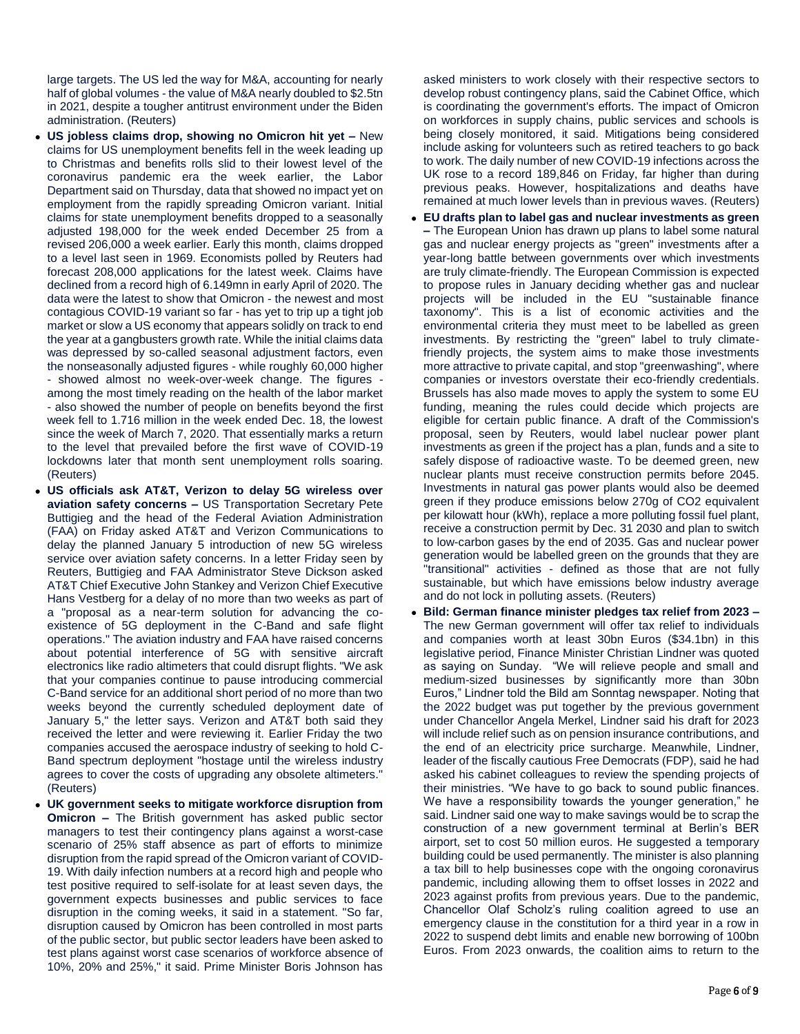large targets. The US led the way for M&A, accounting for nearly half of global volumes - the value of M&A nearly doubled to $2.5tn in 2021, despite a tougher antitrust environment under the Biden administration. (Reuters)

- **US jobless claims drop, showing no Omicron hit yet –** New claims for US unemployment benefits fell in the week leading up to Christmas and benefits rolls slid to their lowest level of the coronavirus pandemic era the week earlier, the Labor Department said on Thursday, data that showed no impact yet on employment from the rapidly spreading Omicron variant. Initial claims for state unemployment benefits dropped to a seasonally adjusted 198,000 for the week ended December 25 from a revised 206,000 a week earlier. Early this month, claims dropped to a level last seen in 1969. Economists polled by Reuters had forecast 208,000 applications for the latest week. Claims have declined from a record high of 6.149mn in early April of 2020. The data were the latest to show that Omicron - the newest and most contagious COVID-19 variant so far - has yet to trip up a tight job market or slow a US economy that appears solidly on track to end the year at a gangbusters growth rate. While the initial claims data was depressed by so-called seasonal adjustment factors, even the nonseasonally adjusted figures - while roughly 60,000 higher - showed almost no week-over-week change. The figures - among the most timely reading on the health of the labor market - also showed the number of people on benefits beyond the first week fell to 1.716 million in the week ended Dec. 18, the lowest since the week of March 7, 2020. That essentially marks a return to the level that prevailed before the first wave of COVID-19 lockdowns later that month sent unemployment rolls soaring. (Reuters)
- **US officials ask AT&T, Verizon to delay 5G wireless over aviation safety concerns –** US Transportation Secretary Pete Buttigieg and the head of the Federal Aviation Administration (FAA) on Friday asked AT&T and Verizon Communications to delay the planned January 5 introduction of new 5G wireless service over aviation safety concerns. In a letter Friday seen by Reuters, Buttigieg and FAA Administrator Steve Dickson asked AT&T Chief Executive John Stankey and Verizon Chief Executive Hans Vestberg for a delay of no more than two weeks as part of a "proposal as a near-term solution for advancing the co-existence of 5G deployment in the C-Band and safe flight operations." The aviation industry and FAA have raised concerns about potential interference of 5G with sensitive aircraft electronics like radio altimeters that could disrupt flights. "We ask that your companies continue to pause introducing commercial C-Band service for an additional short period of no more than two weeks beyond the currently scheduled deployment date of January 5," the letter says. Verizon and AT&T both said they received the letter and were reviewing it. Earlier Friday the two companies accused the aerospace industry of seeking to hold C-Band spectrum deployment "hostage until the wireless industry agrees to cover the costs of upgrading any obsolete altimeters." (Reuters)
- **UK government seeks to mitigate workforce disruption from Omicron –** The British government has asked public sector managers to test their contingency plans against a worst-case scenario of 25% staff absence as part of efforts to minimize disruption from the rapid spread of the Omicron variant of COVID-19. With daily infection numbers at a record high and people who test positive required to self-isolate for at least seven days, the government expects businesses and public services to face disruption in the coming weeks, it said in a statement. "So far, disruption caused by Omicron has been controlled in most parts of the public sector, but public sector leaders have been asked to test plans against worst case scenarios of workforce absence of 10%, 20% and 25%," it said. Prime Minister Boris Johnson has asked ministers to work closely with their respective sectors to develop robust contingency plans, said the Cabinet Office, which is coordinating the government's efforts. The impact of Omicron on workforces in supply chains, public services and schools is being closely monitored, it said. Mitigations being considered include asking for volunteers such as retired teachers to go back to work. The daily number of new COVID-19 infections across the UK rose to a record 189,846 on Friday, far higher than during previous peaks. However, hospitalizations and deaths have remained at much lower levels than in previous waves. (Reuters)
- **EU drafts plan to label gas and nuclear investments as green –** The European Union has drawn up plans to label some natural gas and nuclear energy projects as "green" investments after a year-long battle between governments over which investments are truly climate-friendly. The European Commission is expected to propose rules in January deciding whether gas and nuclear projects will be included in the EU "sustainable finance taxonomy". This is a list of economic activities and the environmental criteria they must meet to be labelled as green investments. By restricting the "green" label to truly climate-friendly projects, the system aims to make those investments more attractive to private capital, and stop "greenwashing", where companies or investors overstate their eco-friendly credentials. Brussels has also made moves to apply the system to some EU funding, meaning the rules could decide which projects are eligible for certain public finance. A draft of the Commission's proposal, seen by Reuters, would label nuclear power plant investments as green if the project has a plan, funds and a site to safely dispose of radioactive waste. To be deemed green, new nuclear plants must receive construction permits before 2045. Investments in natural gas power plants would also be deemed green if they produce emissions below 270g of $CO_2$ equivalent per kilowatt hour (kWh), replace a more polluting fossil fuel plant, receive a construction permit by Dec. 31 2030 and plan to switch to low-carbon gases by the end of 2035. Gas and nuclear power generation would be labelled green on the grounds that they are "transitional" activities - defined as those that are not fully sustainable, but which have emissions below industry average and do not lock in polluting assets. (Reuters)
- **Bild: German finance minister pledges tax relief from 2023 –** The new German government will offer tax relief to individuals and companies worth at least 30bn Euros ($34.1bn) in this legislative period, Finance Minister Christian Lindner was quoted as saying on Sunday. "We will relieve people and small and medium-sized businesses by significantly more than 30bn Euros," Lindner told the Bild am Sonntag newspaper. Noting that the 2022 budget was put together by the previous government under Chancellor Angela Merkel, Lindner said his draft for 2023 will include relief such as on pension insurance contributions, and the end of an electricity price surcharge. Meanwhile, Lindner, leader of the fiscally cautious Free Democrats (FDP), said he had asked his cabinet colleagues to review the spending projects of their ministries. "We have to go back to sound public finances. We have a responsibility towards the younger generation," he said. Lindner said one way to make savings would be to scrap the construction of a new government terminal at Berlin's BER airport, set to cost 50 million euros. He suggested a temporary building could be used permanently. The minister is also planning a tax bill to help businesses cope with the ongoing coronavirus pandemic, including allowing them to offset losses in 2022 and 2023 against profits from previous years. Due to the pandemic, Chancellor Olaf Scholz's ruling coalition agreed to use an emergency clause in the constitution for a third year in a row in 2022 to suspend debt limits and enable new borrowing of 100bn Euros. From 2023 onwards, the coalition aims to return to the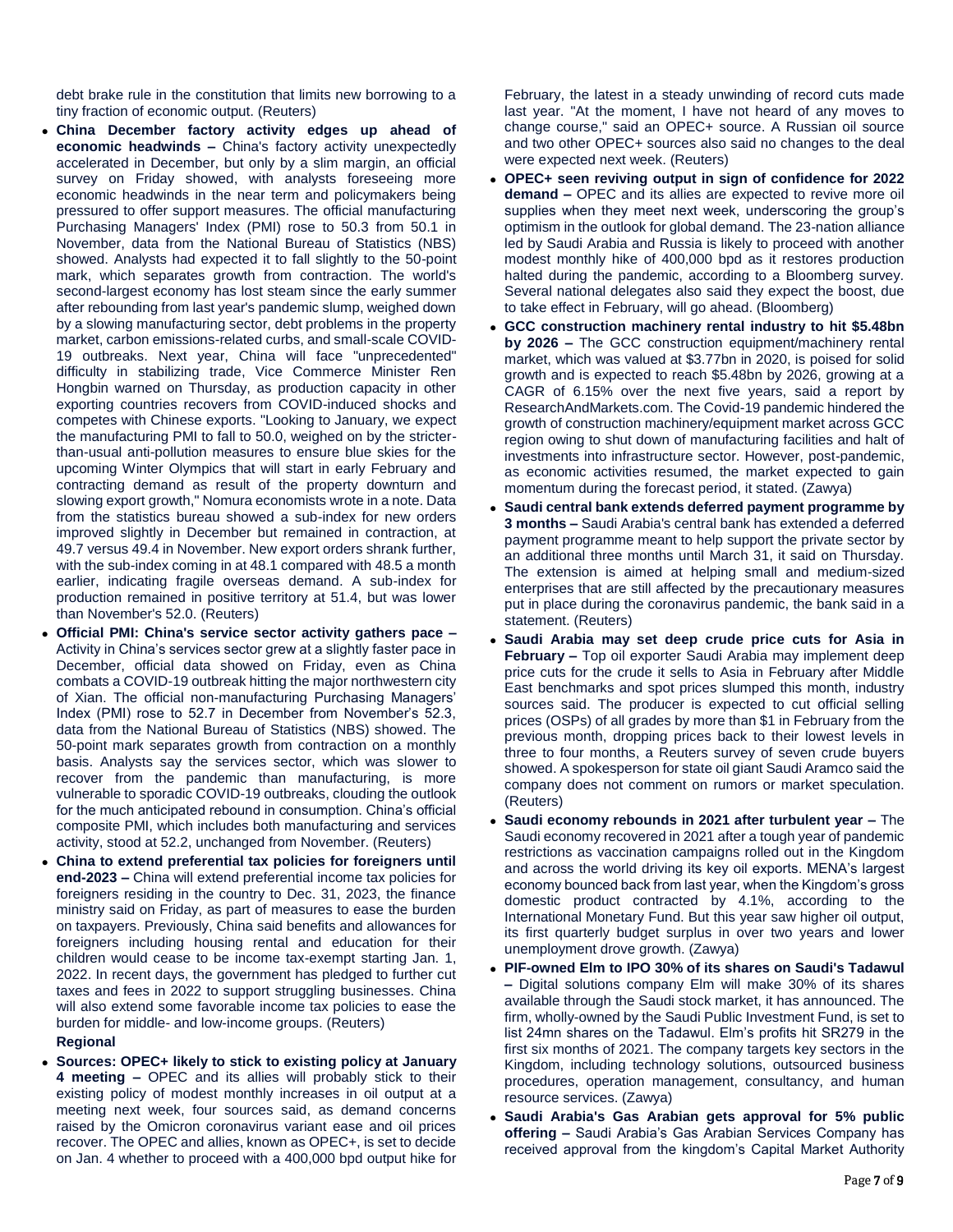debt brake rule in the constitution that limits new borrowing to a tiny fraction of economic output. (Reuters)

- **China December factory activity edges up ahead of economic headwinds –** China's factory activity unexpectedly accelerated in December, but only by a slim margin, an official survey on Friday showed, with analysts foreseeing more economic headwinds in the near term and policymakers being pressured to offer support measures. The official manufacturing Purchasing Managers' Index (PMI) rose to 50.3 from 50.1 in November, data from the National Bureau of Statistics (NBS) showed. Analysts had expected it to fall slightly to the 50-point mark, which separates growth from contraction. The world's second-largest economy has lost steam since the early summer after rebounding from last year's pandemic slump, weighed down by a slowing manufacturing sector, debt problems in the property market, carbon emissions-related curbs, and small-scale COVID-19 outbreaks. Next year, China will face "unprecedented" difficulty in stabilizing trade, Vice Commerce Minister Ren Hongbin warned on Thursday, as production capacity in other exporting countries recovers from COVID-induced shocks and competes with Chinese exports. "Looking to January, we expect the manufacturing PMI to fall to 50.0, weighed on by the stricter-than-usual anti-pollution measures to ensure blue skies for the upcoming Winter Olympics that will start in early February and contracting demand as result of the property downturn and slowing export growth," Nomura economists wrote in a note. Data from the statistics bureau showed a sub-index for new orders improved slightly in December but remained in contraction, at 49.7 versus 49.4 in November. New export orders shrank further, with the sub-index coming in at 48.1 compared with 48.5 a month earlier, indicating fragile overseas demand. A sub-index for production remained in positive territory at 51.4, but was lower than November's 52.0. (Reuters)
- **Official PMI: China's service sector activity gathers pace –** Activity in China's services sector grew at a slightly faster pace in December, official data showed on Friday, even as China combats a COVID-19 outbreak hitting the major northwestern city of Xian. The official non-manufacturing Purchasing Managers' Index (PMI) rose to 52.7 in December from November's 52.3, data from the National Bureau of Statistics (NBS) showed. The 50-point mark separates growth from contraction on a monthly basis. Analysts say the services sector, which was slower to recover from the pandemic than manufacturing, is more vulnerable to sporadic COVID-19 outbreaks, clouding the outlook for the much anticipated rebound in consumption. China's official composite PMI, which includes both manufacturing and services activity, stood at 52.2, unchanged from November. (Reuters)
- **China to extend preferential tax policies for foreigners until end-2023 –** China will extend preferential income tax policies for foreigners residing in the country to Dec. 31, 2023, the finance ministry said on Friday, as part of measures to ease the burden on taxpayers. Previously, China said benefits and allowances for foreigners including housing rental and education for their children would cease to be income tax-exempt starting Jan. 1, 2022. In recent days, the government has pledged to further cut taxes and fees in 2022 to support struggling businesses. China will also extend some favorable income tax policies to ease the burden for middle- and low-income groups. (Reuters)

**Regional**

- **Sources: OPEC+ likely to stick to existing policy at January 4 meeting –** OPEC and its allies will probably stick to their existing policy of modest monthly increases in oil output at a meeting next week, four sources said, as demand concerns raised by the Omicron coronavirus variant ease and oil prices recover. The OPEC and allies, known as OPEC+, is set to decide on Jan. 4 whether to proceed with a 400,000 bpd output hike for February, the latest in a steady unwinding of record cuts made last year. "At the moment, I have not heard of any moves to change course," said an OPEC+ source. A Russian oil source and two other OPEC+ sources also said no changes to the deal were expected next week. (Reuters)
- **OPEC+ seen reviving output in sign of confidence for 2022 demand –** OPEC and its allies are expected to revive more oil supplies when they meet next week, underscoring the group's optimism in the outlook for global demand. The 23-nation alliance led by Saudi Arabia and Russia is likely to proceed with another modest monthly hike of 400,000 bpd as it restores production halted during the pandemic, according to a Bloomberg survey. Several national delegates also said they expect the boost, due to take effect in February, will go ahead. (Bloomberg)
- **GCC construction machinery rental industry to hit $5.48bn by 2026 –** The GCC construction equipment/machinery rental market, which was valued at $3.77bn in 2020, is poised for solid growth and is expected to reach $5.48bn by 2026, growing at a CAGR of 6.15% over the next five years, said a report by ResearchAndMarkets.com. The Covid-19 pandemic hindered the growth of construction machinery/equipment market across GCC region owing to shut down of manufacturing facilities and halt of investments into infrastructure sector. However, post-pandemic, as economic activities resumed, the market expected to gain momentum during the forecast period, it stated. (Zawya)
- **Saudi central bank extends deferred payment programme by 3 months –** Saudi Arabia's central bank has extended a deferred payment programme meant to help support the private sector by an additional three months until March 31, it said on Thursday. The extension is aimed at helping small and medium-sized enterprises that are still affected by the precautionary measures put in place during the coronavirus pandemic, the bank said in a statement. (Reuters)
- **Saudi Arabia may set deep crude price cuts for Asia in February –** Top oil exporter Saudi Arabia may implement deep price cuts for the crude it sells to Asia in February after Middle East benchmarks and spot prices slumped this month, industry sources said. The producer is expected to cut official selling prices (OSPs) of all grades by more than $1 in February from the previous month, dropping prices back to their lowest levels in three to four months, a Reuters survey of seven crude buyers showed. A spokesperson for state oil giant Saudi Aramco said the company does not comment on rumors or market speculation. (Reuters)
- **Saudi economy rebounds in 2021 after turbulent year –** The Saudi economy recovered in 2021 after a tough year of pandemic restrictions as vaccination campaigns rolled out in the Kingdom and across the world driving its key oil exports. MENA's largest economy bounced back from last year, when the Kingdom's gross domestic product contracted by 4.1%, according to the International Monetary Fund. But this year saw higher oil output, its first quarterly budget surplus in over two years and lower unemployment drove growth. (Zawya)
- **PIF-owned Elm to IPO 30% of its shares on Saudi's Tadawul –** Digital solutions company Elm will make 30% of its shares available through the Saudi stock market, it has announced. The firm, wholly-owned by the Saudi Public Investment Fund, is set to list 24mn shares on the Tadawul. Elm's profits hit SR279 in the first six months of 2021. The company targets key sectors in the Kingdom, including technology solutions, outsourced business procedures, operation management, consultancy, and human resource services. (Zawya)
- **Saudi Arabia's Gas Arabian gets approval for 5% public offering –** Saudi Arabia's Gas Arabian Services Company has received approval from the kingdom's Capital Market Authority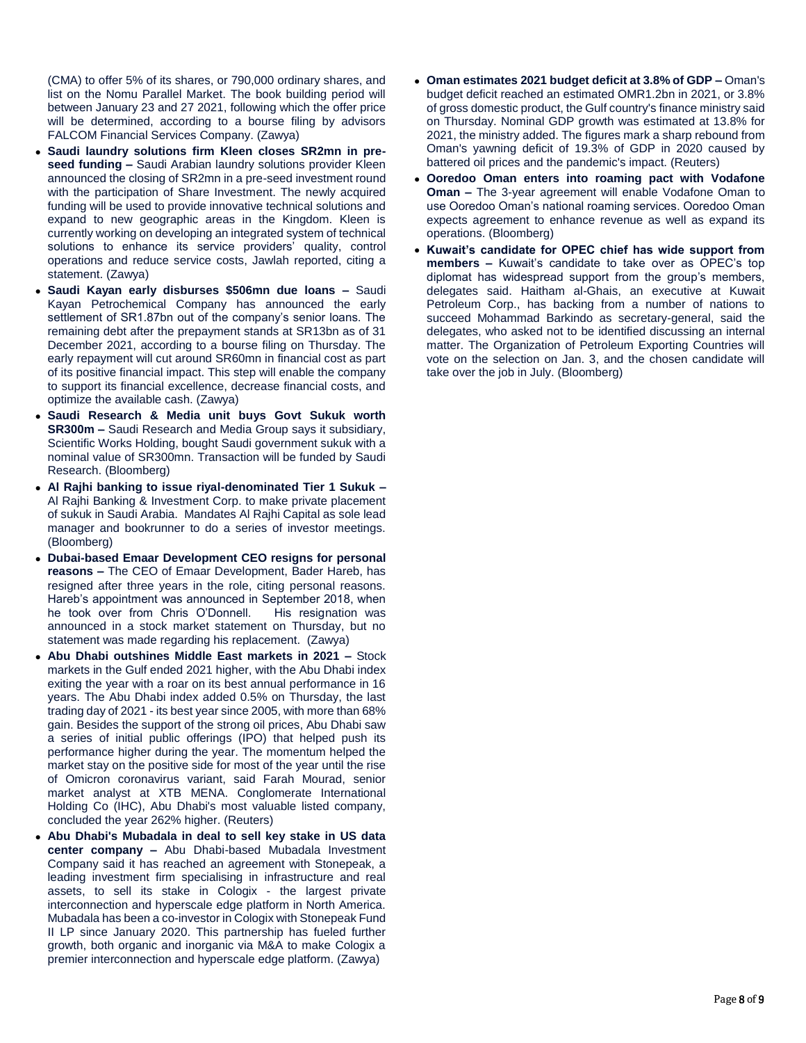(CMA) to offer 5% of its shares, or 790,000 ordinary shares, and list on the Nomu Parallel Market. The book building period will between January 23 and 27 2021, following which the offer price will be determined, according to a bourse filing by advisors FALCOM Financial Services Company. (Zawya)

- **Saudi laundry solutions firm Kleen closes SR2mn in pre-seed funding –** Saudi Arabian laundry solutions provider Kleen announced the closing of SR2mn in a pre-seed investment round with the participation of Share Investment. The newly acquired funding will be used to provide innovative technical solutions and expand to new geographic areas in the Kingdom. Kleen is currently working on developing an integrated system of technical solutions to enhance its service providers' quality, control operations and reduce service costs, Jawlah reported, citing a statement. (Zawya)
- **Saudi Kayan early disburses $506mn due loans –** Saudi Kayan Petrochemical Company has announced the early settlement of SR1.87bn out of the company's senior loans. The remaining debt after the prepayment stands at SR13bn as of 31 December 2021, according to a bourse filing on Thursday. The early repayment will cut around SR60mn in financial cost as part of its positive financial impact. This step will enable the company to support its financial excellence, decrease financial costs, and optimize the available cash. (Zawya)
- **Saudi Research & Media unit buys Govt Sukuk worth SR300m –** Saudi Research and Media Group says it subsidiary, Scientific Works Holding, bought Saudi government sukuk with a nominal value of SR300mn. Transaction will be funded by Saudi Research. (Bloomberg)
- **Al Rajhi banking to issue riyal-denominated Tier 1 Sukuk –** Al Rajhi Banking & Investment Corp. to make private placement of sukuk in Saudi Arabia. Mandates Al Rajhi Capital as sole lead manager and bookrunner to do a series of investor meetings. (Bloomberg)
- **Dubai-based Emaar Development CEO resigns for personal reasons –** The CEO of Emaar Development, Bader Hareb, has resigned after three years in the role, citing personal reasons. Hareb's appointment was announced in September 2018, when he took over from Chris O'Donnell. His resignation was announced in a stock market statement on Thursday, but no statement was made regarding his replacement. (Zawya)
- **Abu Dhabi outshines Middle East markets in 2021 –** Stock markets in the Gulf ended 2021 higher, with the Abu Dhabi index exiting the year with a roar on its best annual performance in 16 years. The Abu Dhabi index added 0.5% on Thursday, the last trading day of 2021 - its best year since 2005, with more than 68% gain. Besides the support of the strong oil prices, Abu Dhabi saw a series of initial public offerings (IPO) that helped push its performance higher during the year. The momentum helped the market stay on the positive side for most of the year until the rise of Omicron coronavirus variant, said Farah Mourad, senior market analyst at XTB MENA. Conglomerate International Holding Co (IHC), Abu Dhabi's most valuable listed company, concluded the year 262% higher. (Reuters)
- **Abu Dhabi's Mubadala in deal to sell key stake in US data center company –** Abu Dhabi-based Mubadala Investment Company said it has reached an agreement with Stonepeak, a leading investment firm specialising in infrastructure and real assets, to sell its stake in Cologix - the largest private interconnection and hyperscale edge platform in North America. Mubadala has been a co-investor in Cologix with Stonepeak Fund II LP since January 2020. This partnership has fueled further growth, both organic and inorganic via M&A to make Cologix a premier interconnection and hyperscale edge platform. (Zawya)
- **Oman estimates 2021 budget deficit at 3.8% of GDP –** Oman's budget deficit reached an estimated OMR1.2bn in 2021, or 3.8% of gross domestic product, the Gulf country's finance ministry said on Thursday. Nominal GDP growth was estimated at 13.8% for 2021, the ministry added. The figures mark a sharp rebound from Oman's yawning deficit of 19.3% of GDP in 2020 caused by battered oil prices and the pandemic's impact. (Reuters)
- **Ooredoo Oman enters into roaming pact with Vodafone Oman –** The 3-year agreement will enable Vodafone Oman to use Ooredoo Oman's national roaming services. Ooredoo Oman expects agreement to enhance revenue as well as expand its operations. (Bloomberg)
- **Kuwait's candidate for OPEC chief has wide support from members –** Kuwait's candidate to take over as OPEC's top diplomat has widespread support from the group's members, delegates said. Haitham al-Ghais, an executive at Kuwait Petroleum Corp., has backing from a number of nations to succeed Mohammad Barkindo as secretary-general, said the delegates, who asked not to be identified discussing an internal matter. The Organization of Petroleum Exporting Countries will vote on the selection on Jan. 3, and the chosen candidate will take over the job in July. (Bloomberg)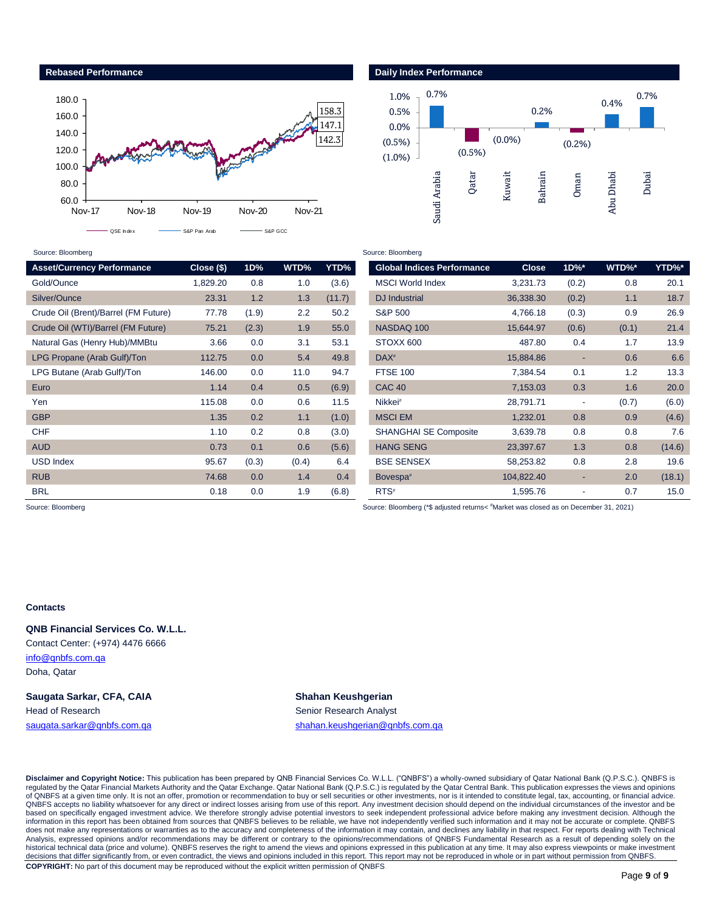## Rebased Performance

180.0
160.0
140.0
120.0
100.0
80.0
60.0

Nov-17 Nov-18 Nov-19 Nov-20 Nov-21

158.3
147.1
142.3

QSE Index S&P Pan Arab S&P GCC

Source: Bloomberg

## Daily Index Performance

1.0%
0.5%
0.0%
(0.5%)
(1.0%)

0.7% (0.5%) (0.0%) 0.2% (0.2%) 0.4% 0.7%

Saudi Arabia Qatar Kuwait Bahrain Oman Abu Dhabi Dubai

Source: Bloomberg

| Asset/Currency Performance | Close ($) | 1D% | WTD% | YTD% |
|---|---|---|---|---|
| Gold/Ounce | 1,829.20 | 0.8 | 1.0 | (3.6) |
| Silver/Ounce | 23.31 | 1.2 | 1.3 | (11.7) |
| Crude Oil (Brent)/Barrel (FM Future) | 77.78 | (1.9) | 2.2 | 50.2 |
| Crude Oil (WTI)/Barrel (FM Future) | 75.21 | (2.3) | 1.9 | 55.0 |
| Natural Gas (Henry Hub)/MMBtu | 3.66 | 0.0 | 3.1 | 53.1 |
| LPG Propane (Arab Gulf)/Ton | 112.75 | 0.0 | 5.4 | 49.8 |
| LPG Butane (Arab Gulf)/Ton | 146.00 | 0.0 | 11.0 | 94.7 |
| Euro | 1.14 | 0.4 | 0.5 | (6.9) |
| Yen | 115.08 | 0.0 | 0.6 | 11.5 |
| GBP | 1.35 | 0.2 | 1.1 | (1.0) |
| CHF | 1.10 | 0.2 | 0.8 | (3.0) |
| AUD | 0.73 | 0.1 | 0.6 | (5.6) |
| USD Index | 95.67 | (0.3) | (0.4) | 6.4 |
| RUB | 74.68 | 0.0 | 1.4 | 0.4 |
| BRL | 0.18 | 0.0 | 1.9 | (6.8) |

Source: Bloomberg

| Global Indices Performance | Close | 1D%* | WTD%* | YTD%* |
|---|---|---|---|---|
| MSCI World Index | 3,231.73 | (0.2) | 0.8 | 20.1 |
| DJ Industrial | 36,338.30 | (0.2) | 1.1 | 18.7 |
| S&P 500 | 4,766.18 | (0.3) | 0.9 | 26.9 |
| NASDAQ 100 | 15,644.97 | (0.6) | (0.1) | 21.4 |
| STOXX 600 | 487.80 | 0.4 | 1.7 | 13.9 |
| DAX# | 15,884.86 | - | 0.6 | 6.6 |
| FTSE 100 | 7,384.54 | 0.1 | 1.2 | 13.3 |
| CAC 40 | 7,153.03 | 0.3 | 1.6 | 20.0 |
| Nikkei# | 28,791.71 | - | (0.7) | (6.0) |
| MSCI EM | 1,232.01 | 0.8 | 0.9 | (4.6) |
| SHANGHAI SE Composite | 3,639.78 | 0.8 | 0.8 | 7.6 |
| HANG SENG | 23,397.67 | 1.3 | 0.8 | (14.6) |
| BSE SENSEX | 58,253.82 | 0.8 | 2.8 | 19.6 |
| Bovespa# | 104,822.40 | - | 2.0 | (18.1) |
| RTS# | 1,595.76 | - | 0.7 | 15.0 |

Source: Bloomberg (*$ adjusted returns< #Market was closed as on December 31, 2021)

**Contacts**

**QNB Financial Services Co. W.L.L.**
Contact Center: (+974) 4476 6666
info@qnbfs.com.qa
Doha, Qatar

**Saugata Sarkar, CFA, CAIA**
Head of Research
saugata.sarkar@qnbfs.com.qa

**Shahan Keushgerian**
Senior Research Analyst
shahan.keushgerian@qnbfs.com.qa

**Disclaimer and Copyright Notice:** This publication has been prepared by QNB Financial Services Co. W.L.L. ("QNBFS") a wholly-owned subsidiary of Qatar National Bank (Q.P.S.C.). QNBFS is regulated by the Qatar Financial Markets Authority and the Qatar Exchange. Qatar National Bank (Q.P.S.C.) is regulated by the Qatar Central Bank. This publication expresses the views and opinions of QNBFS at a given time only. It is not an offer, promotion or recommendation to buy or sell securities or other investments, nor is it intended to constitute legal, tax, accounting, or financial advice. QNBFS accepts no liability whatsoever for any direct or indirect losses arising from use of this report. Any investment decision should depend on the individual circumstances of the investor and be based on specifically engaged investment advice. We therefore strongly advise potential investors to seek independent professional advice before making any investment decision. Although the information in this report has been obtained from sources that QNBFS believes to be reliable, we have not independently verified such information and it may not be accurate or complete. QNBFS does not make any representations or warranties as to the accuracy and completeness of the information it may contain, and declines any liability in that respect. For reports dealing with Technical Analysis, expressed opinions and/or recommendations may be different or contrary to the opinions/recommendations of QNBFS Fundamental Research as a result of depending solely on the historical technical data (price and volume). QNBFS reserves the right to amend the views and opinions expressed in this publication at any time. It may also express viewpoints or make investment decisions that differ significantly from, or even contradict, the views and opinions included in this report. This report may not be reproduced in whole or in part without permission from QNBFS.

**COPYRIGHT:** No part of this document may be reproduced without the explicit written permission of QNBFS.